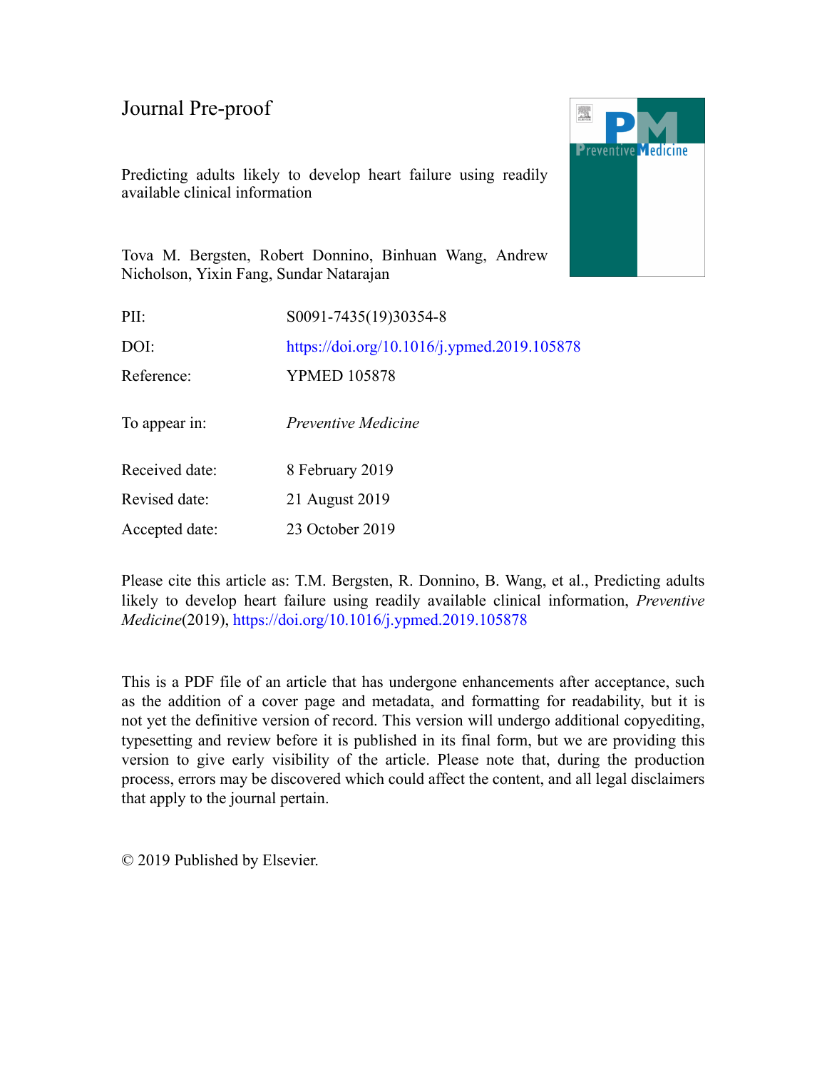Journal Pre-proof

# Predicting adults likely to develop heart failure using readily available clinical information

Tova M. Bergsten, Robert Donnino, Binhuan Wang, Andrew Nicholson, Yixin Fang, Sundar Natarajan

| | |
|---|---|
| PII: | S0091-7435(19)30354-8 |
| DOI: | https://doi.org/10.1016/j.ypmed.2019.105878 |
| Reference: | YPMED 105878 |
| To appear in: | *Preventive Medicine* |
| Received date: | 8 February 2019 |
| Revised date: | 21 August 2019 |
| Accepted date: | 23 October 2019 |

Please cite this article as: T.M. Bergsten, R. Donnino, B. Wang, et al., Predicting adults likely to develop heart failure using readily available clinical information, *Preventive Medicine*(2019), https://doi.org/10.1016/j.ypmed.2019.105878

This is a PDF file of an article that has undergone enhancements after acceptance, such as the addition of a cover page and metadata, and formatting for readability, but it is not yet the definitive version of record. This version will undergo additional copyediting, typesetting and review before it is published in its final form, but we are providing this version to give early visibility of the article. Please note that, during the production process, errors may be discovered which could affect the content, and all legal disclaimers that apply to the journal pertain.

© 2019 Published by Elsevier.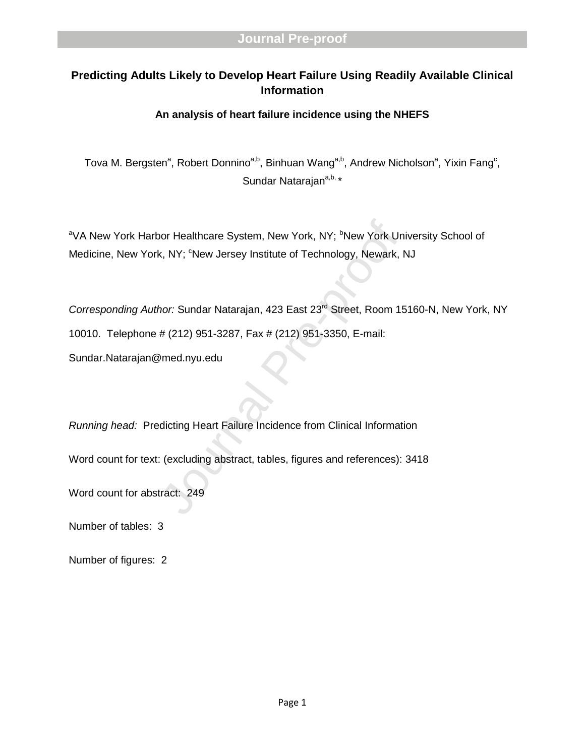# Predicting Adults Likely to Develop Heart Failure Using Readily Available Clinical Information

### An analysis of heart failure incidence using the NHEFS

Tova M. Bergsten[a], Robert Donnino[a,b], Binhuan Wang[a,b], Andrew Nicholson[a], Yixin Fang[c], Sundar Natarajan[a,b,*]

[a]VA New York Harbor Healthcare System, New York, NY; [b]New York University School of Medicine, New York, NY; [c]New Jersey Institute of Technology, Newark, NJ

*Corresponding Author:* Sundar Natarajan, 423 East 23rd Street, Room 15160-N, New York, NY 10010. Telephone # (212) 951-3287, Fax # (212) 951-3350, E-mail: Sundar.Natarajan@med.nyu.edu

*Running head:* Predicting Heart Failure Incidence from Clinical Information

Word count for text: (excluding abstract, tables, figures and references): 3418

Word count for abstract: 249

Number of tables: 3

Number of figures: 2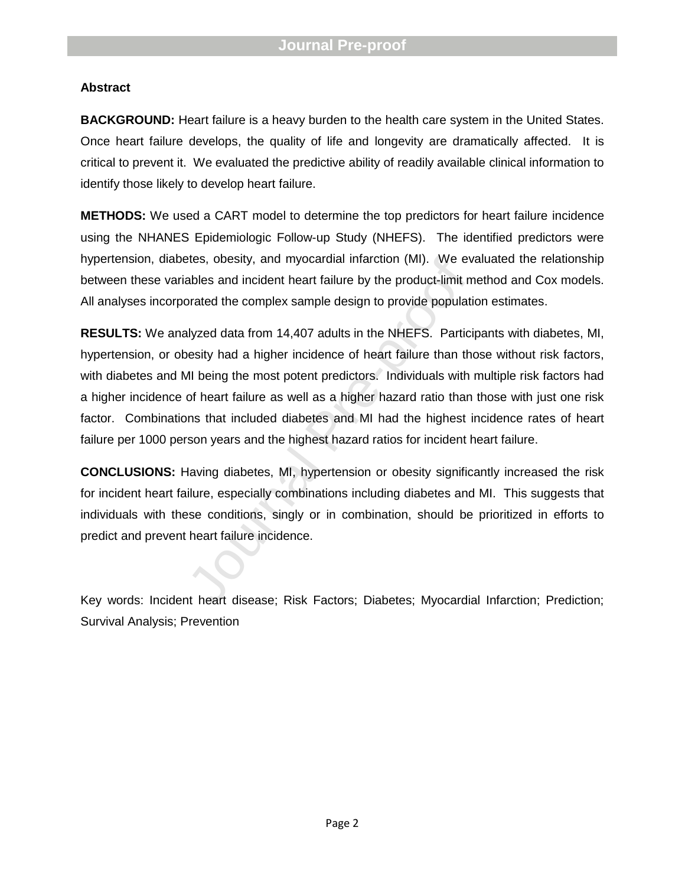## Abstract

**BACKGROUND:** Heart failure is a heavy burden to the health care system in the United States. Once heart failure develops, the quality of life and longevity are dramatically affected. It is critical to prevent it. We evaluated the predictive ability of readily available clinical information to identify those likely to develop heart failure.

**METHODS:** We used a CART model to determine the top predictors for heart failure incidence using the NHANES Epidemiologic Follow-up Study (NHEFS). The identified predictors were hypertension, diabetes, obesity, and myocardial infarction (MI). We evaluated the relationship between these variables and incident heart failure by the product-limit method and Cox models. All analyses incorporated the complex sample design to provide population estimates.

**RESULTS:** We analyzed data from 14,407 adults in the NHEFS. Participants with diabetes, MI, hypertension, or obesity had a higher incidence of heart failure than those without risk factors, with diabetes and MI being the most potent predictors. Individuals with multiple risk factors had a higher incidence of heart failure as well as a higher hazard ratio than those with just one risk factor. Combinations that included diabetes and MI had the highest incidence rates of heart failure per 1000 person years and the highest hazard ratios for incident heart failure.

**CONCLUSIONS:** Having diabetes, MI, hypertension or obesity significantly increased the risk for incident heart failure, especially combinations including diabetes and MI. This suggests that individuals with these conditions, singly or in combination, should be prioritized in efforts to predict and prevent heart failure incidence.

Key words: Incident heart disease; Risk Factors; Diabetes; Myocardial Infarction; Prediction; Survival Analysis; Prevention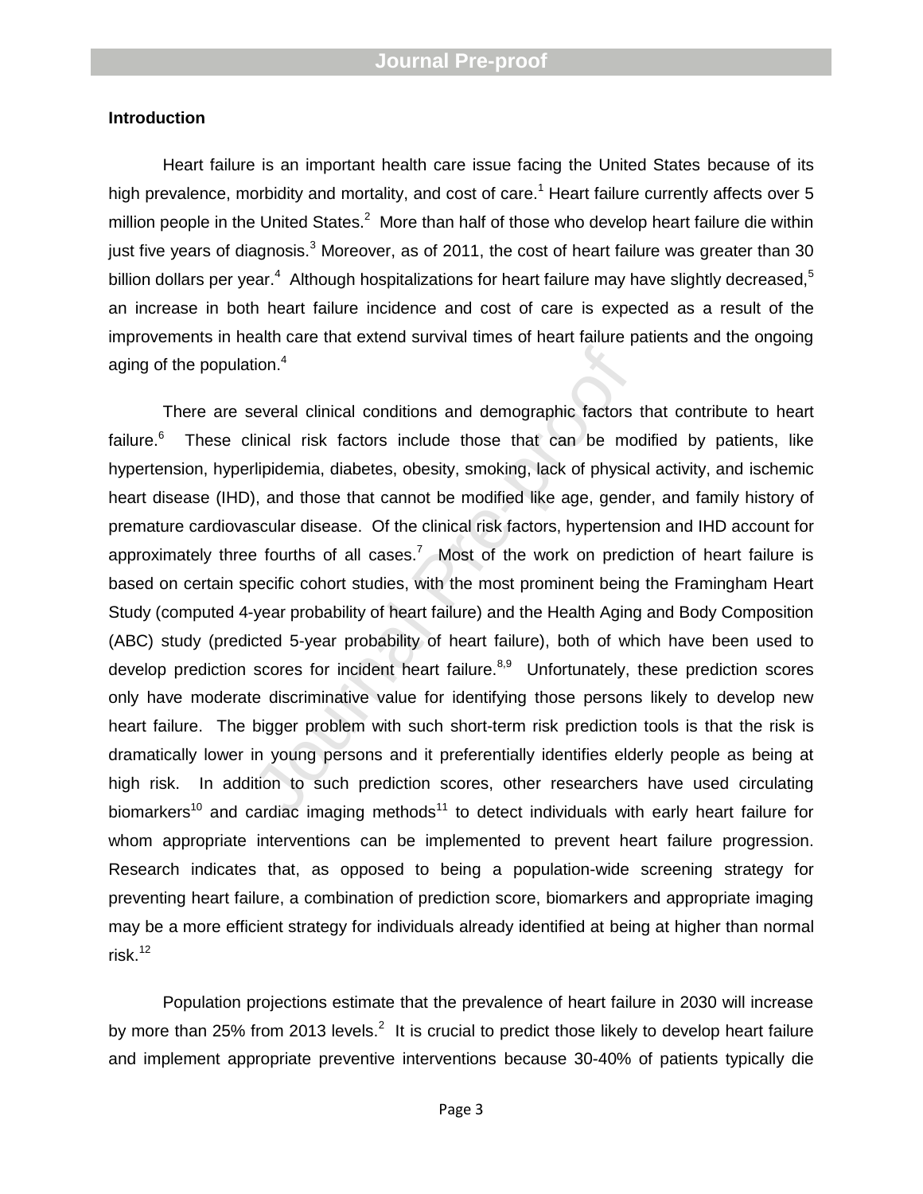## Introduction

Heart failure is an important health care issue facing the United States because of its high prevalence, morbidity and mortality, and cost of care.[1] Heart failure currently affects over 5 million people in the United States.[2] More than half of those who develop heart failure die within just five years of diagnosis.[3] Moreover, as of 2011, the cost of heart failure was greater than 30 billion dollars per year.[4] Although hospitalizations for heart failure may have slightly decreased,[5] an increase in both heart failure incidence and cost of care is expected as a result of the improvements in health care that extend survival times of heart failure patients and the ongoing aging of the population.[4]

There are several clinical conditions and demographic factors that contribute to heart failure.[6] These clinical risk factors include those that can be modified by patients, like hypertension, hyperlipidemia, diabetes, obesity, smoking, lack of physical activity, and ischemic heart disease (IHD), and those that cannot be modified like age, gender, and family history of premature cardiovascular disease. Of the clinical risk factors, hypertension and IHD account for approximately three fourths of all cases.[7] Most of the work on prediction of heart failure is based on certain specific cohort studies, with the most prominent being the Framingham Heart Study (computed 4-year probability of heart failure) and the Health Aging and Body Composition (ABC) study (predicted 5-year probability of heart failure), both of which have been used to develop prediction scores for incident heart failure.[8,9] Unfortunately, these prediction scores only have moderate discriminative value for identifying those persons likely to develop new heart failure. The bigger problem with such short-term risk prediction tools is that the risk is dramatically lower in young persons and it preferentially identifies elderly people as being at high risk. In addition to such prediction scores, other researchers have used circulating biomarkers[10] and cardiac imaging methods[11] to detect individuals with early heart failure for whom appropriate interventions can be implemented to prevent heart failure progression. Research indicates that, as opposed to being a population-wide screening strategy for preventing heart failure, a combination of prediction score, biomarkers and appropriate imaging may be a more efficient strategy for individuals already identified at being at higher than normal risk.[12]

Population projections estimate that the prevalence of heart failure in 2030 will increase by more than 25% from 2013 levels.[2] It is crucial to predict those likely to develop heart failure and implement appropriate preventive interventions because 30-40% of patients typically die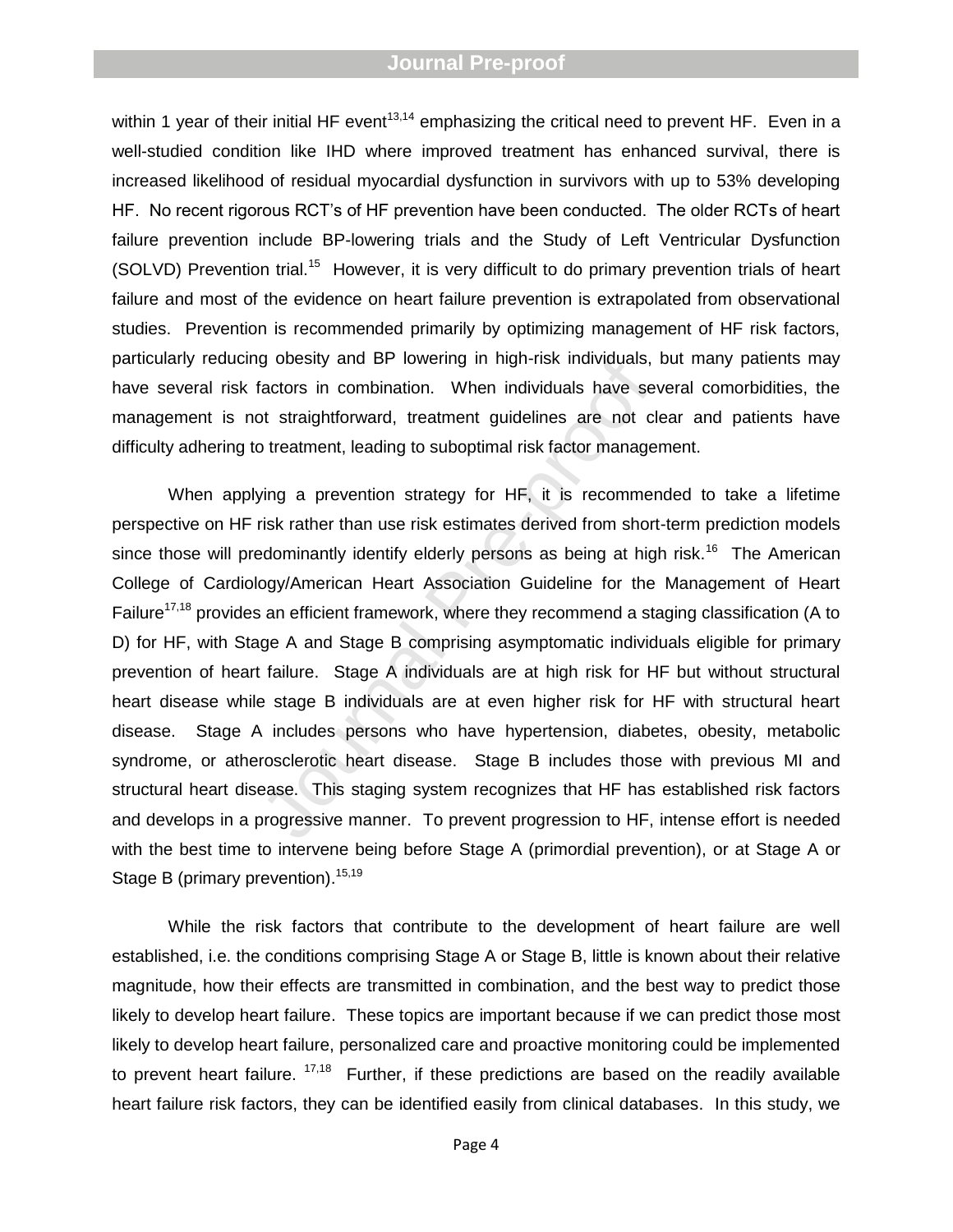within 1 year of their initial HF event[13,14] emphasizing the critical need to prevent HF. Even in a well-studied condition like IHD where improved treatment has enhanced survival, there is increased likelihood of residual myocardial dysfunction in survivors with up to 53% developing HF. No recent rigorous RCT's of HF prevention have been conducted. The older RCTs of heart failure prevention include BP-lowering trials and the Study of Left Ventricular Dysfunction (SOLVD) Prevention trial.[15] However, it is very difficult to do primary prevention trials of heart failure and most of the evidence on heart failure prevention is extrapolated from observational studies. Prevention is recommended primarily by optimizing management of HF risk factors, particularly reducing obesity and BP lowering in high-risk individuals, but many patients may have several risk factors in combination. When individuals have several comorbidities, the management is not straightforward, treatment guidelines are not clear and patients have difficulty adhering to treatment, leading to suboptimal risk factor management.

When applying a prevention strategy for HF, it is recommended to take a lifetime perspective on HF risk rather than use risk estimates derived from short-term prediction models since those will predominantly identify elderly persons as being at high risk.[16] The American College of Cardiology/American Heart Association Guideline for the Management of Heart Failure[17,18] provides an efficient framework, where they recommend a staging classification (A to D) for HF, with Stage A and Stage B comprising asymptomatic individuals eligible for primary prevention of heart failure. Stage A individuals are at high risk for HF but without structural heart disease while stage B individuals are at even higher risk for HF with structural heart disease. Stage A includes persons who have hypertension, diabetes, obesity, metabolic syndrome, or atherosclerotic heart disease. Stage B includes those with previous MI and structural heart disease. This staging system recognizes that HF has established risk factors and develops in a progressive manner. To prevent progression to HF, intense effort is needed with the best time to intervene being before Stage A (primordial prevention), or at Stage A or Stage B (primary prevention).[15,19]

While the risk factors that contribute to the development of heart failure are well established, i.e. the conditions comprising Stage A or Stage B, little is known about their relative magnitude, how their effects are transmitted in combination, and the best way to predict those likely to develop heart failure. These topics are important because if we can predict those most likely to develop heart failure, personalized care and proactive monitoring could be implemented to prevent heart failure. [17,18] Further, if these predictions are based on the readily available heart failure risk factors, they can be identified easily from clinical databases. In this study, we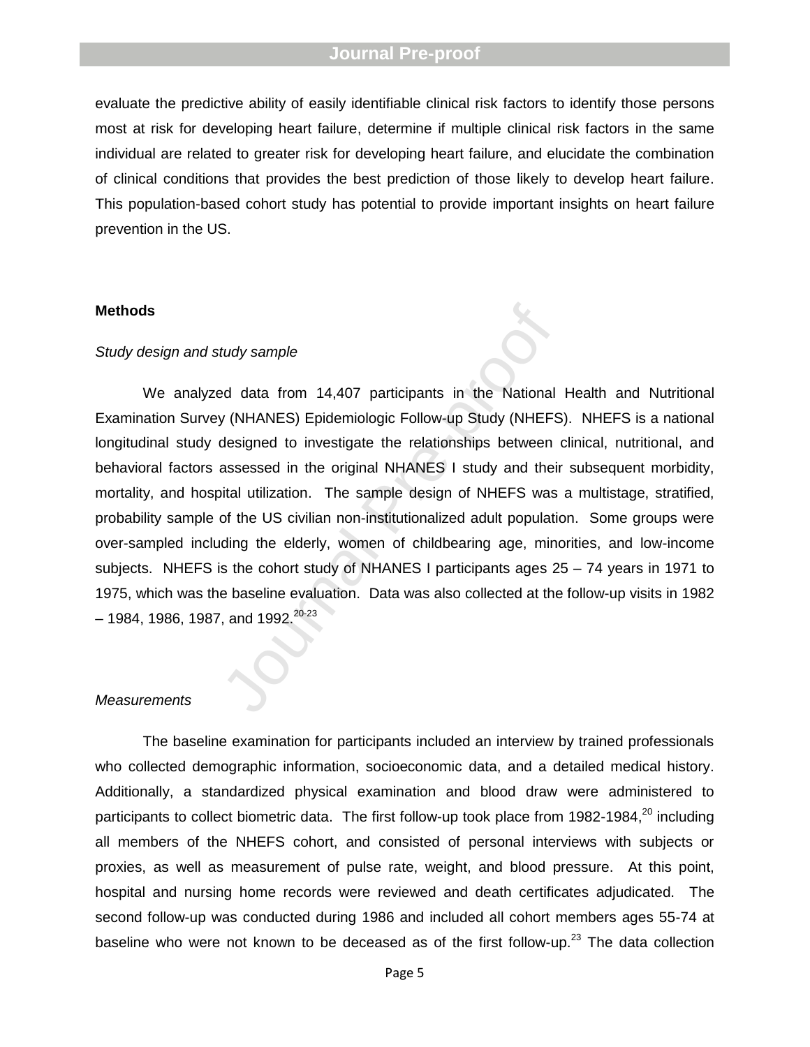evaluate the predictive ability of easily identifiable clinical risk factors to identify those persons most at risk for developing heart failure, determine if multiple clinical risk factors in the same individual are related to greater risk for developing heart failure, and elucidate the combination of clinical conditions that provides the best prediction of those likely to develop heart failure. This population-based cohort study has potential to provide important insights on heart failure prevention in the US.

## Methods

### *Study design and study sample*

We analyzed data from 14,407 participants in the National Health and Nutritional Examination Survey (NHANES) Epidemiologic Follow-up Study (NHEFS). NHEFS is a national longitudinal study designed to investigate the relationships between clinical, nutritional, and behavioral factors assessed in the original NHANES I study and their subsequent morbidity, mortality, and hospital utilization. The sample design of NHEFS was a multistage, stratified, probability sample of the US civilian non-institutionalized adult population. Some groups were over-sampled including the elderly, women of childbearing age, minorities, and low-income subjects. NHEFS is the cohort study of NHANES I participants ages 25 – 74 years in 1971 to 1975, which was the baseline evaluation. Data was also collected at the follow-up visits in 1982 – 1984, 1986, 1987, and 1992.[20-23]

### *Measurements*

The baseline examination for participants included an interview by trained professionals who collected demographic information, socioeconomic data, and a detailed medical history. Additionally, a standardized physical examination and blood draw were administered to participants to collect biometric data. The first follow-up took place from 1982-1984,[20] including all members of the NHEFS cohort, and consisted of personal interviews with subjects or proxies, as well as measurement of pulse rate, weight, and blood pressure. At this point, hospital and nursing home records were reviewed and death certificates adjudicated. The second follow-up was conducted during 1986 and included all cohort members ages 55-74 at baseline who were not known to be deceased as of the first follow-up.[23] The data collection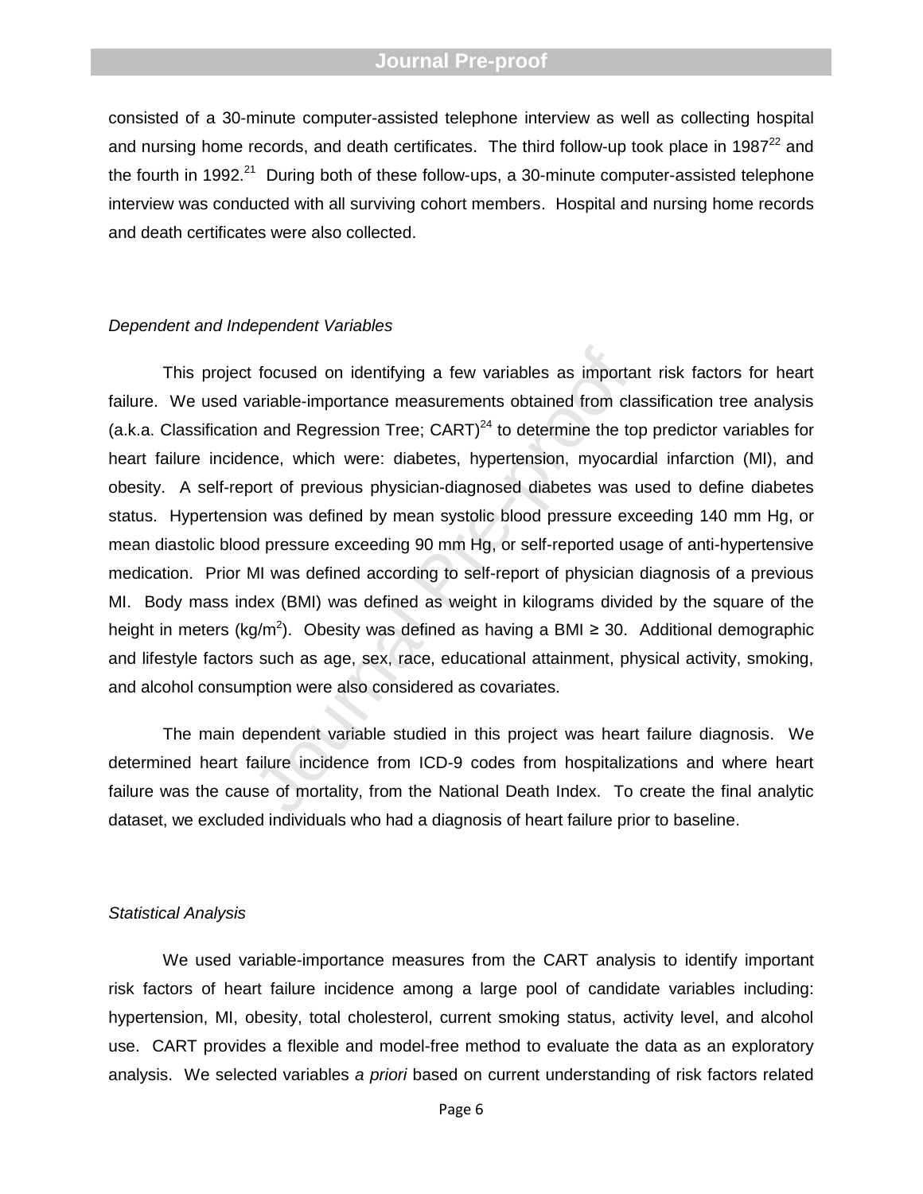consisted of a 30-minute computer-assisted telephone interview as well as collecting hospital and nursing home records, and death certificates. The third follow-up took place in 1987[22] and the fourth in 1992.[21] During both of these follow-ups, a 30-minute computer-assisted telephone interview was conducted with all surviving cohort members. Hospital and nursing home records and death certificates were also collected.

*Dependent and Independent Variables*

This project focused on identifying a few variables as important risk factors for heart failure. We used variable-importance measurements obtained from classification tree analysis (a.k.a. Classification and Regression Tree; CART)[24] to determine the top predictor variables for heart failure incidence, which were: diabetes, hypertension, myocardial infarction (MI), and obesity. A self-report of previous physician-diagnosed diabetes was used to define diabetes status. Hypertension was defined by mean systolic blood pressure exceeding 140 mm Hg, or mean diastolic blood pressure exceeding 90 mm Hg, or self-reported usage of anti-hypertensive medication. Prior MI was defined according to self-report of physician diagnosis of a previous MI. Body mass index (BMI) was defined as weight in kilograms divided by the square of the height in meters ($kg/m^2$). Obesity was defined as having a BMI ≥ 30. Additional demographic and lifestyle factors such as age, sex, race, educational attainment, physical activity, smoking, and alcohol consumption were also considered as covariates.

The main dependent variable studied in this project was heart failure diagnosis. We determined heart failure incidence from ICD-9 codes from hospitalizations and where heart failure was the cause of mortality, from the National Death Index. To create the final analytic dataset, we excluded individuals who had a diagnosis of heart failure prior to baseline.

*Statistical Analysis*

We used variable-importance measures from the CART analysis to identify important risk factors of heart failure incidence among a large pool of candidate variables including: hypertension, MI, obesity, total cholesterol, current smoking status, activity level, and alcohol use. CART provides a flexible and model-free method to evaluate the data as an exploratory analysis. We selected variables *a priori* based on current understanding of risk factors related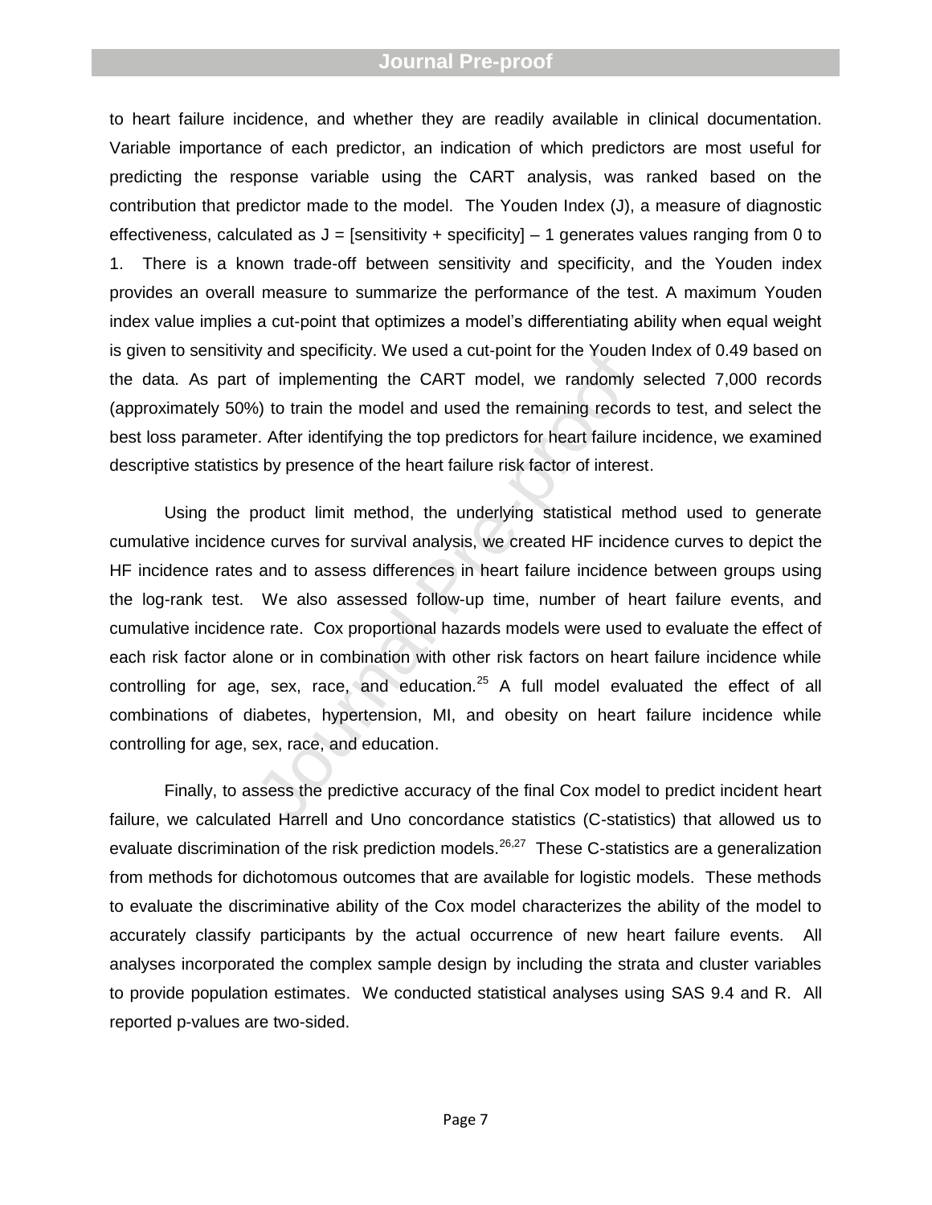to heart failure incidence, and whether they are readily available in clinical documentation. Variable importance of each predictor, an indication of which predictors are most useful for predicting the response variable using the CART analysis, was ranked based on the contribution that predictor made to the model. The Youden Index (J), a measure of diagnostic effectiveness, calculated as J = [sensitivity + specificity] – 1 generates values ranging from 0 to 1. There is a known trade-off between sensitivity and specificity, and the Youden index provides an overall measure to summarize the performance of the test. A maximum Youden index value implies a cut-point that optimizes a model's differentiating ability when equal weight is given to sensitivity and specificity. We used a cut-point for the Youden Index of 0.49 based on the data. As part of implementing the CART model, we randomly selected 7,000 records (approximately 50%) to train the model and used the remaining records to test, and select the best loss parameter. After identifying the top predictors for heart failure incidence, we examined descriptive statistics by presence of the heart failure risk factor of interest.

Using the product limit method, the underlying statistical method used to generate cumulative incidence curves for survival analysis, we created HF incidence curves to depict the HF incidence rates and to assess differences in heart failure incidence between groups using the log-rank test. We also assessed follow-up time, number of heart failure events, and cumulative incidence rate. Cox proportional hazards models were used to evaluate the effect of each risk factor alone or in combination with other risk factors on heart failure incidence while controlling for age, sex, race, and education.[25] A full model evaluated the effect of all combinations of diabetes, hypertension, MI, and obesity on heart failure incidence while controlling for age, sex, race, and education.

Finally, to assess the predictive accuracy of the final Cox model to predict incident heart failure, we calculated Harrell and Uno concordance statistics (C-statistics) that allowed us to evaluate discrimination of the risk prediction models.[26,27] These C-statistics are a generalization from methods for dichotomous outcomes that are available for logistic models. These methods to evaluate the discriminative ability of the Cox model characterizes the ability of the model to accurately classify participants by the actual occurrence of new heart failure events. All analyses incorporated the complex sample design by including the strata and cluster variables to provide population estimates. We conducted statistical analyses using SAS 9.4 and R. All reported p-values are two-sided.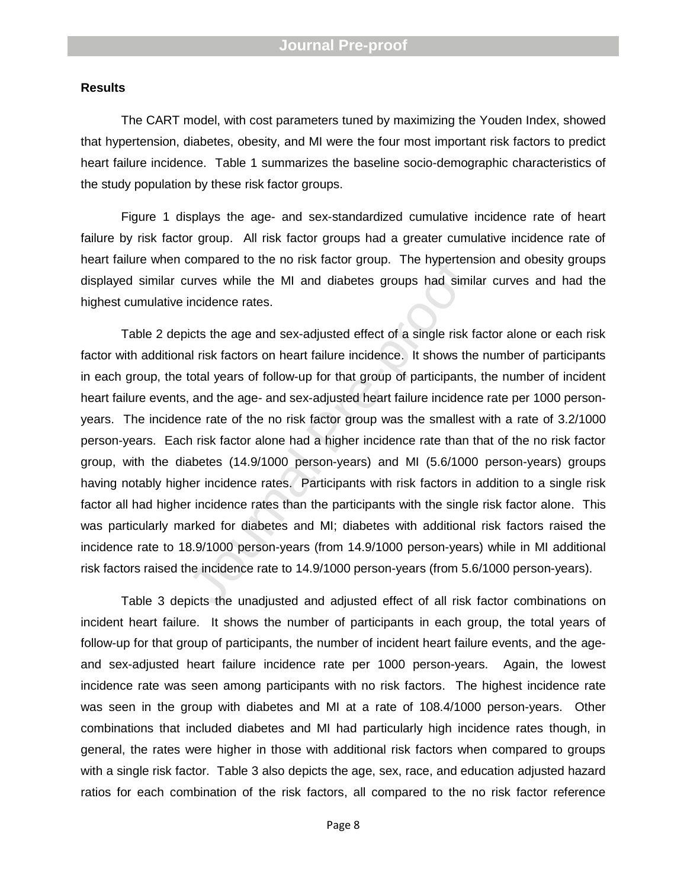## Results

The CART model, with cost parameters tuned by maximizing the Youden Index, showed that hypertension, diabetes, obesity, and MI were the four most important risk factors to predict heart failure incidence. Table 1 summarizes the baseline socio-demographic characteristics of the study population by these risk factor groups.

Figure 1 displays the age- and sex-standardized cumulative incidence rate of heart failure by risk factor group. All risk factor groups had a greater cumulative incidence rate of heart failure when compared to the no risk factor group. The hypertension and obesity groups displayed similar curves while the MI and diabetes groups had similar curves and had the highest cumulative incidence rates.

Table 2 depicts the age and sex-adjusted effect of a single risk factor alone or each risk factor with additional risk factors on heart failure incidence. It shows the number of participants in each group, the total years of follow-up for that group of participants, the number of incident heart failure events, and the age- and sex-adjusted heart failure incidence rate per 1000 person-years. The incidence rate of the no risk factor group was the smallest with a rate of 3.2/1000 person-years. Each risk factor alone had a higher incidence rate than that of the no risk factor group, with the diabetes (14.9/1000 person-years) and MI (5.6/1000 person-years) groups having notably higher incidence rates. Participants with risk factors in addition to a single risk factor all had higher incidence rates than the participants with the single risk factor alone. This was particularly marked for diabetes and MI; diabetes with additional risk factors raised the incidence rate to 18.9/1000 person-years (from 14.9/1000 person-years) while in MI additional risk factors raised the incidence rate to 14.9/1000 person-years (from 5.6/1000 person-years).

Table 3 depicts the unadjusted and adjusted effect of all risk factor combinations on incident heart failure. It shows the number of participants in each group, the total years of follow-up for that group of participants, the number of incident heart failure events, and the age- and sex-adjusted heart failure incidence rate per 1000 person-years. Again, the lowest incidence rate was seen among participants with no risk factors. The highest incidence rate was seen in the group with diabetes and MI at a rate of 108.4/1000 person-years. Other combinations that included diabetes and MI had particularly high incidence rates though, in general, the rates were higher in those with additional risk factors when compared to groups with a single risk factor. Table 3 also depicts the age, sex, race, and education adjusted hazard ratios for each combination of the risk factors, all compared to the no risk factor reference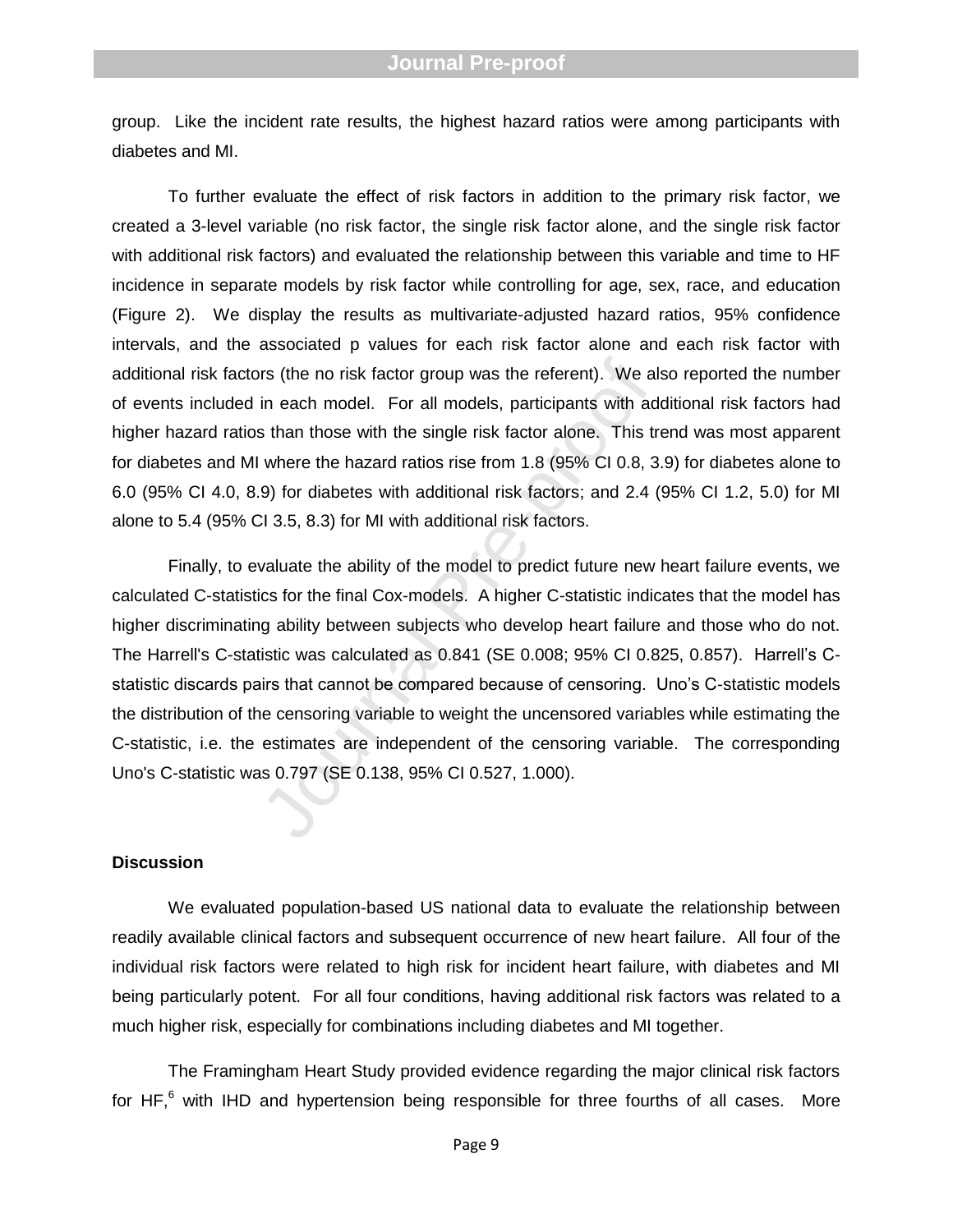group. Like the incident rate results, the highest hazard ratios were among participants with diabetes and MI.

To further evaluate the effect of risk factors in addition to the primary risk factor, we created a 3-level variable (no risk factor, the single risk factor alone, and the single risk factor with additional risk factors) and evaluated the relationship between this variable and time to HF incidence in separate models by risk factor while controlling for age, sex, race, and education (Figure 2). We display the results as multivariate-adjusted hazard ratios, 95% confidence intervals, and the associated p values for each risk factor alone and each risk factor with additional risk factors (the no risk factor group was the referent). We also reported the number of events included in each model. For all models, participants with additional risk factors had higher hazard ratios than those with the single risk factor alone. This trend was most apparent for diabetes and MI where the hazard ratios rise from 1.8 (95% CI 0.8, 3.9) for diabetes alone to 6.0 (95% CI 4.0, 8.9) for diabetes with additional risk factors; and 2.4 (95% CI 1.2, 5.0) for MI alone to 5.4 (95% CI 3.5, 8.3) for MI with additional risk factors.

Finally, to evaluate the ability of the model to predict future new heart failure events, we calculated C-statistics for the final Cox-models. A higher C-statistic indicates that the model has higher discriminating ability between subjects who develop heart failure and those who do not. The Harrell's C-statistic was calculated as 0.841 (SE 0.008; 95% CI 0.825, 0.857). Harrell's C-statistic discards pairs that cannot be compared because of censoring. Uno's C-statistic models the distribution of the censoring variable to weight the uncensored variables while estimating the C-statistic, i.e. the estimates are independent of the censoring variable. The corresponding Uno's C-statistic was 0.797 (SE 0.138, 95% CI 0.527, 1.000).

## Discussion

We evaluated population-based US national data to evaluate the relationship between readily available clinical factors and subsequent occurrence of new heart failure. All four of the individual risk factors were related to high risk for incident heart failure, with diabetes and MI being particularly potent. For all four conditions, having additional risk factors was related to a much higher risk, especially for combinations including diabetes and MI together.

The Framingham Heart Study provided evidence regarding the major clinical risk factors for HF,[6] with IHD and hypertension being responsible for three fourths of all cases. More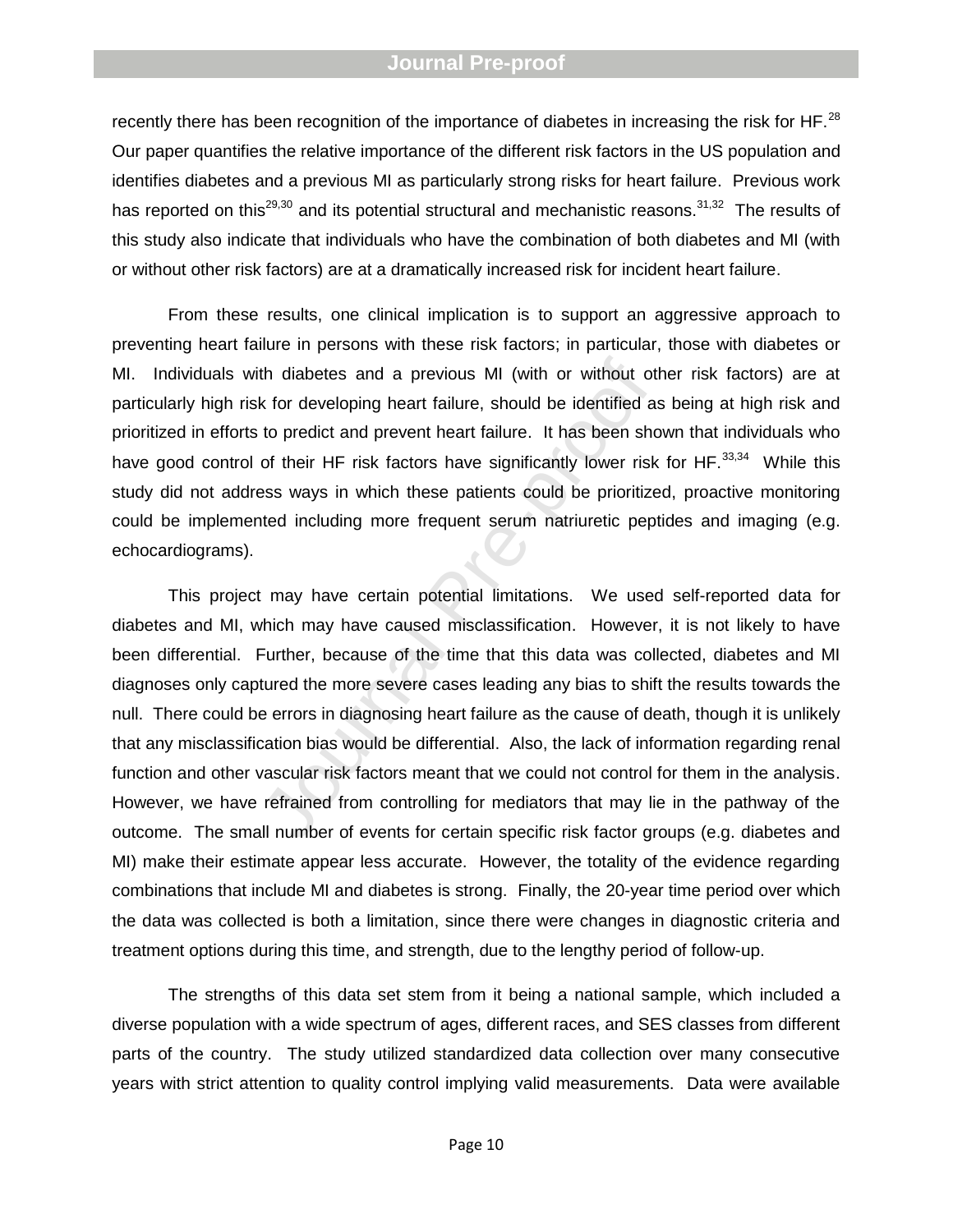recently there has been recognition of the importance of diabetes in increasing the risk for HF.[28] Our paper quantifies the relative importance of the different risk factors in the US population and identifies diabetes and a previous MI as particularly strong risks for heart failure. Previous work has reported on this[29,30] and its potential structural and mechanistic reasons.[31,32] The results of this study also indicate that individuals who have the combination of both diabetes and MI (with or without other risk factors) are at a dramatically increased risk for incident heart failure.

From these results, one clinical implication is to support an aggressive approach to preventing heart failure in persons with these risk factors; in particular, those with diabetes or MI. Individuals with diabetes and a previous MI (with or without other risk factors) are at particularly high risk for developing heart failure, should be identified as being at high risk and prioritized in efforts to predict and prevent heart failure. It has been shown that individuals who have good control of their HF risk factors have significantly lower risk for HF.[33,34] While this study did not address ways in which these patients could be prioritized, proactive monitoring could be implemented including more frequent serum natriuretic peptides and imaging (e.g. echocardiograms).

This project may have certain potential limitations. We used self-reported data for diabetes and MI, which may have caused misclassification. However, it is not likely to have been differential. Further, because of the time that this data was collected, diabetes and MI diagnoses only captured the more severe cases leading any bias to shift the results towards the null. There could be errors in diagnosing heart failure as the cause of death, though it is unlikely that any misclassification bias would be differential. Also, the lack of information regarding renal function and other vascular risk factors meant that we could not control for them in the analysis. However, we have refrained from controlling for mediators that may lie in the pathway of the outcome. The small number of events for certain specific risk factor groups (e.g. diabetes and MI) make their estimate appear less accurate. However, the totality of the evidence regarding combinations that include MI and diabetes is strong. Finally, the 20-year time period over which the data was collected is both a limitation, since there were changes in diagnostic criteria and treatment options during this time, and strength, due to the lengthy period of follow-up.

The strengths of this data set stem from it being a national sample, which included a diverse population with a wide spectrum of ages, different races, and SES classes from different parts of the country. The study utilized standardized data collection over many consecutive years with strict attention to quality control implying valid measurements. Data were available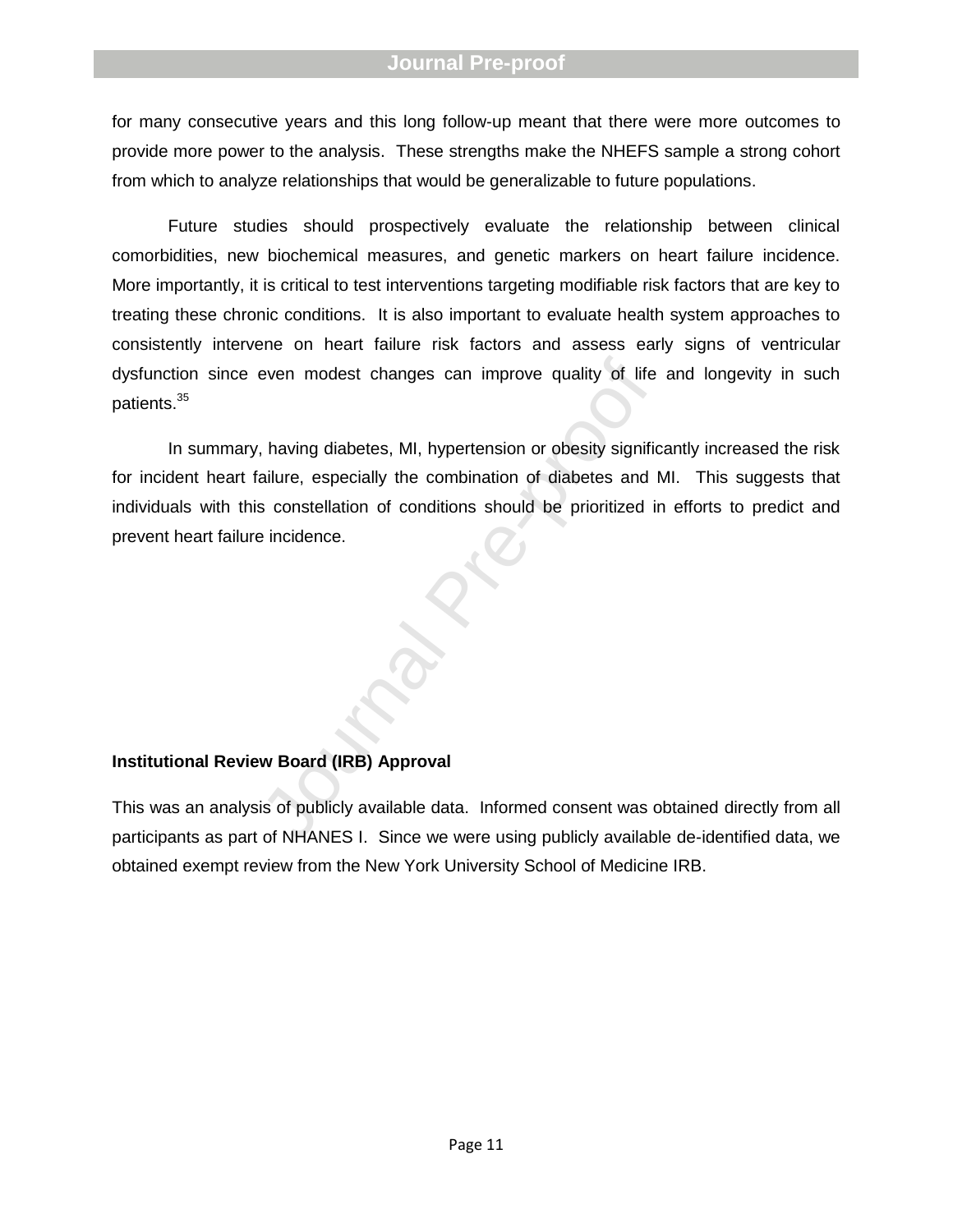for many consecutive years and this long follow-up meant that there were more outcomes to provide more power to the analysis. These strengths make the NHEFS sample a strong cohort from which to analyze relationships that would be generalizable to future populations.

Future studies should prospectively evaluate the relationship between clinical comorbidities, new biochemical measures, and genetic markers on heart failure incidence. More importantly, it is critical to test interventions targeting modifiable risk factors that are key to treating these chronic conditions. It is also important to evaluate health system approaches to consistently intervene on heart failure risk factors and assess early signs of ventricular dysfunction since even modest changes can improve quality of life and longevity in such patients.[35]

In summary, having diabetes, MI, hypertension or obesity significantly increased the risk for incident heart failure, especially the combination of diabetes and MI. This suggests that individuals with this constellation of conditions should be prioritized in efforts to predict and prevent heart failure incidence.

**Institutional Review Board (IRB) Approval**

This was an analysis of publicly available data. Informed consent was obtained directly from all participants as part of NHANES I. Since we were using publicly available de-identified data, we obtained exempt review from the New York University School of Medicine IRB.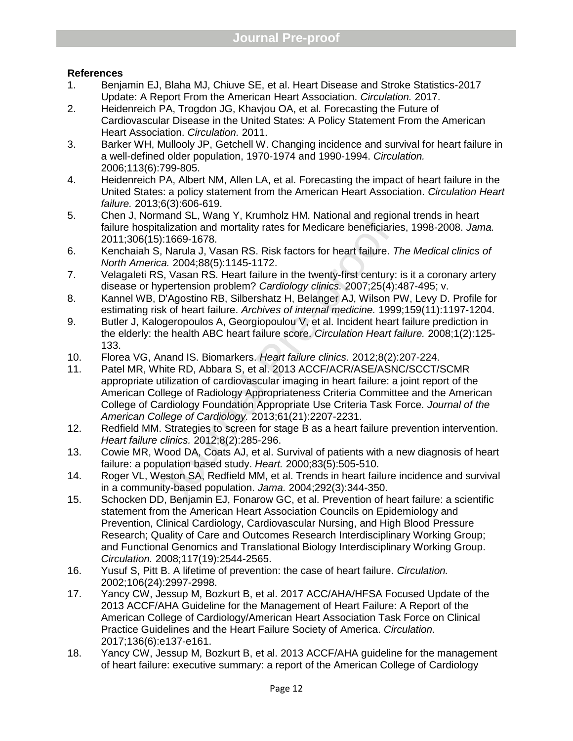**References**

1. Benjamin EJ, Blaha MJ, Chiuve SE, et al. Heart Disease and Stroke Statistics-2017 Update: A Report From the American Heart Association. *Circulation.* 2017.
2. Heidenreich PA, Trogdon JG, Khavjou OA, et al. Forecasting the Future of Cardiovascular Disease in the United States: A Policy Statement From the American Heart Association. *Circulation.* 2011.
3. Barker WH, Mullooly JP, Getchell W. Changing incidence and survival for heart failure in a well-defined older population, 1970-1974 and 1990-1994. *Circulation.* 2006;113(6):799-805.
4. Heidenreich PA, Albert NM, Allen LA, et al. Forecasting the impact of heart failure in the United States: a policy statement from the American Heart Association. *Circulation Heart failure.* 2013;6(3):606-619.
5. Chen J, Normand SL, Wang Y, Krumholz HM. National and regional trends in heart failure hospitalization and mortality rates for Medicare beneficiaries, 1998-2008. *Jama.* 2011;306(15):1669-1678.
6. Kenchaiah S, Narula J, Vasan RS. Risk factors for heart failure. *The Medical clinics of North America.* 2004;88(5):1145-1172.
7. Velagaleti RS, Vasan RS. Heart failure in the twenty-first century: is it a coronary artery disease or hypertension problem? *Cardiology clinics.* 2007;25(4):487-495; v.
8. Kannel WB, D'Agostino RB, Silbershatz H, Belanger AJ, Wilson PW, Levy D. Profile for estimating risk of heart failure. *Archives of internal medicine.* 1999;159(11):1197-1204.
9. Butler J, Kalogeropoulos A, Georgiopoulou V, et al. Incident heart failure prediction in the elderly: the health ABC heart failure score. *Circulation Heart failure.* 2008;1(2):125-133.
10. Florea VG, Anand IS. Biomarkers. *Heart failure clinics.* 2012;8(2):207-224.
11. Patel MR, White RD, Abbara S, et al. 2013 ACCF/ACR/ASE/ASNC/SCCT/SCMR appropriate utilization of cardiovascular imaging in heart failure: a joint report of the American College of Radiology Appropriateness Criteria Committee and the American College of Cardiology Foundation Appropriate Use Criteria Task Force. *Journal of the American College of Cardiology.* 2013;61(21):2207-2231.
12. Redfield MM. Strategies to screen for stage B as a heart failure prevention intervention. *Heart failure clinics.* 2012;8(2):285-296.
13. Cowie MR, Wood DA, Coats AJ, et al. Survival of patients with a new diagnosis of heart failure: a population based study. *Heart.* 2000;83(5):505-510.
14. Roger VL, Weston SA, Redfield MM, et al. Trends in heart failure incidence and survival in a community-based population. *Jama.* 2004;292(3):344-350.
15. Schocken DD, Benjamin EJ, Fonarow GC, et al. Prevention of heart failure: a scientific statement from the American Heart Association Councils on Epidemiology and Prevention, Clinical Cardiology, Cardiovascular Nursing, and High Blood Pressure Research; Quality of Care and Outcomes Research Interdisciplinary Working Group; and Functional Genomics and Translational Biology Interdisciplinary Working Group. *Circulation.* 2008;117(19):2544-2565.
16. Yusuf S, Pitt B. A lifetime of prevention: the case of heart failure. *Circulation.* 2002;106(24):2997-2998.
17. Yancy CW, Jessup M, Bozkurt B, et al. 2017 ACC/AHA/HFSA Focused Update of the 2013 ACCF/AHA Guideline for the Management of Heart Failure: A Report of the American College of Cardiology/American Heart Association Task Force on Clinical Practice Guidelines and the Heart Failure Society of America. *Circulation.* 2017;136(6):e137-e161.
18. Yancy CW, Jessup M, Bozkurt B, et al. 2013 ACCF/AHA guideline for the management of heart failure: executive summary: a report of the American College of Cardiology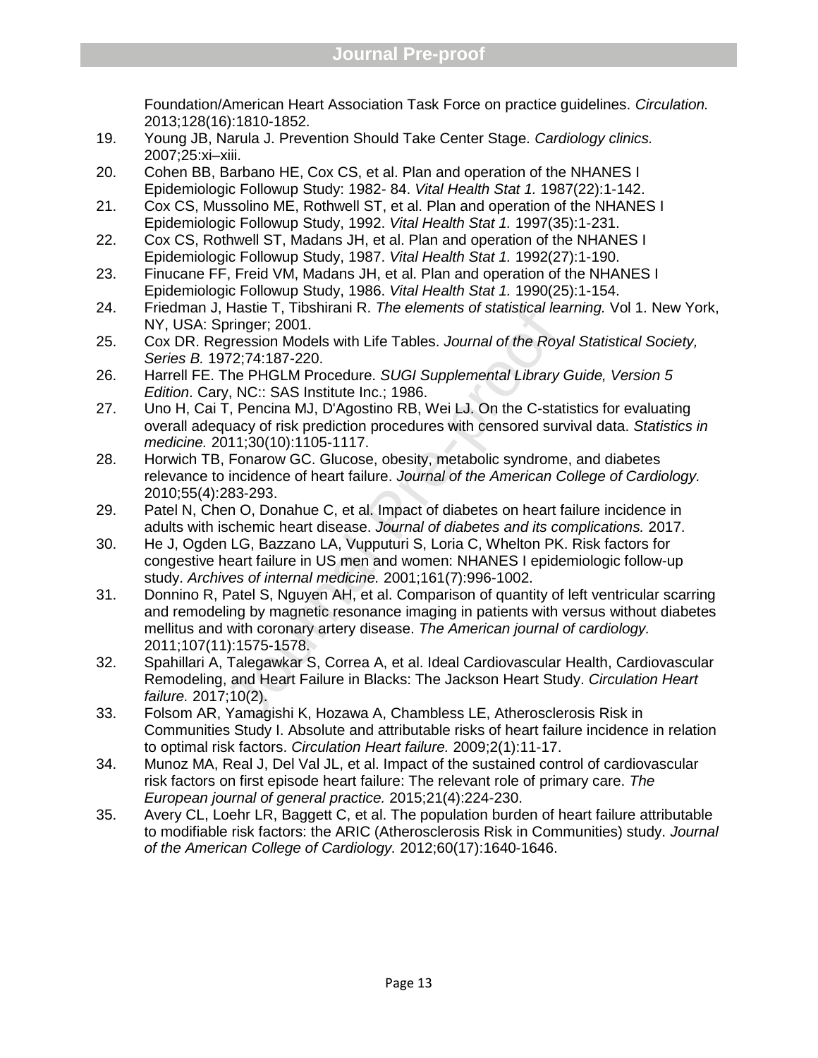Foundation/American Heart Association Task Force on practice guidelines. *Circulation.* 2013;128(16):1810-1852.

19. Young JB, Narula J. Prevention Should Take Center Stage. *Cardiology clinics.* 2007;25:xi–xiii.
20. Cohen BB, Barbano HE, Cox CS, et al. Plan and operation of the NHANES I Epidemiologic Followup Study: 1982- 84. *Vital Health Stat 1.* 1987(22):1-142.
21. Cox CS, Mussolino ME, Rothwell ST, et al. Plan and operation of the NHANES I Epidemiologic Followup Study, 1992. *Vital Health Stat 1.* 1997(35):1-231.
22. Cox CS, Rothwell ST, Madans JH, et al. Plan and operation of the NHANES I Epidemiologic Followup Study, 1987. *Vital Health Stat 1.* 1992(27):1-190.
23. Finucane FF, Freid VM, Madans JH, et al. Plan and operation of the NHANES I Epidemiologic Followup Study, 1986. *Vital Health Stat 1.* 1990(25):1-154.
24. Friedman J, Hastie T, Tibshirani R. *The elements of statistical learning.* Vol 1. New York, NY, USA: Springer; 2001.
25. Cox DR. Regression Models with Life Tables. *Journal of the Royal Statistical Society, Series B.* 1972;74:187-220.
26. Harrell FE. The PHGLM Procedure. *SUGI Supplemental Library Guide, Version 5 Edition*. Cary, NC:: SAS Institute Inc.; 1986.
27. Uno H, Cai T, Pencina MJ, D'Agostino RB, Wei LJ. On the C-statistics for evaluating overall adequacy of risk prediction procedures with censored survival data. *Statistics in medicine.* 2011;30(10):1105-1117.
28. Horwich TB, Fonarow GC. Glucose, obesity, metabolic syndrome, and diabetes relevance to incidence of heart failure. *Journal of the American College of Cardiology.* 2010;55(4):283-293.
29. Patel N, Chen O, Donahue C, et al. Impact of diabetes on heart failure incidence in adults with ischemic heart disease. *Journal of diabetes and its complications.* 2017.
30. He J, Ogden LG, Bazzano LA, Vupputuri S, Loria C, Whelton PK. Risk factors for congestive heart failure in US men and women: NHANES I epidemiologic follow-up study. *Archives of internal medicine.* 2001;161(7):996-1002.
31. Donnino R, Patel S, Nguyen AH, et al. Comparison of quantity of left ventricular scarring and remodeling by magnetic resonance imaging in patients with versus without diabetes mellitus and with coronary artery disease. *The American journal of cardiology.* 2011;107(11):1575-1578.
32. Spahillari A, Talegawkar S, Correa A, et al. Ideal Cardiovascular Health, Cardiovascular Remodeling, and Heart Failure in Blacks: The Jackson Heart Study. *Circulation Heart failure.* 2017;10(2).
33. Folsom AR, Yamagishi K, Hozawa A, Chambless LE, Atherosclerosis Risk in Communities Study I. Absolute and attributable risks of heart failure incidence in relation to optimal risk factors. *Circulation Heart failure.* 2009;2(1):11-17.
34. Munoz MA, Real J, Del Val JL, et al. Impact of the sustained control of cardiovascular risk factors on first episode heart failure: The relevant role of primary care. *The European journal of general practice.* 2015;21(4):224-230.
35. Avery CL, Loehr LR, Baggett C, et al. The population burden of heart failure attributable to modifiable risk factors: the ARIC (Atherosclerosis Risk in Communities) study. *Journal of the American College of Cardiology.* 2012;60(17):1640-1646.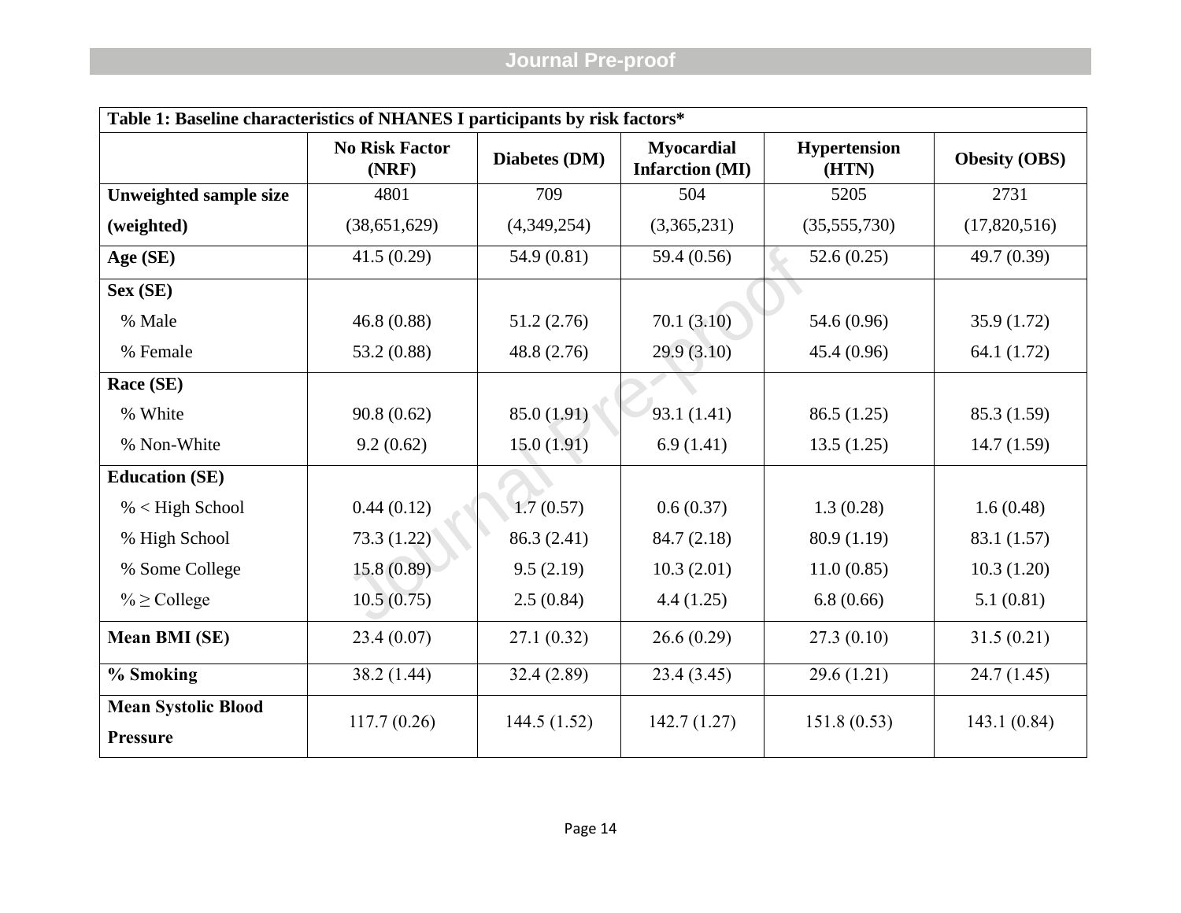**Table 1: Baseline characteristics of NHANES I participants by risk factors***

| | No Risk Factor (NRF) | Diabetes (DM) | Myocardial Infarction (MI) | Hypertension (HTN) | Obesity (OBS) |
|---|---|---|---|---|---|
| **Unweighted sample size** | 4801 | 709 | 504 | 5205 | 2731 |
| **(weighted)** | (38,651,629) | (4,349,254) | (3,365,231) | (35,555,730) | (17,820,516) |
| **Age (SE)** | 41.5 (0.29) | 54.9 (0.81) | 59.4 (0.56) | 52.6 (0.25) | 49.7 (0.39) |
| **Sex (SE)** | | | | | |
| % Male | 46.8 (0.88) | 51.2 (2.76) | 70.1 (3.10) | 54.6 (0.96) | 35.9 (1.72) |
| % Female | 53.2 (0.88) | 48.8 (2.76) | 29.9 (3.10) | 45.4 (0.96) | 64.1 (1.72) |
| **Race (SE)** | | | | | |
| % White | 90.8 (0.62) | 85.0 (1.91) | 93.1 (1.41) | 86.5 (1.25) | 85.3 (1.59) |
| % Non-White | 9.2 (0.62) | 15.0 (1.91) | 6.9 (1.41) | 13.5 (1.25) | 14.7 (1.59) |
| **Education (SE)** | | | | | |
| % < High School | 0.44 (0.12) | 1.7 (0.57) | 0.6 (0.37) | 1.3 (0.28) | 1.6 (0.48) |
| % High School | 73.3 (1.22) | 86.3 (2.41) | 84.7 (2.18) | 80.9 (1.19) | 83.1 (1.57) |
| % Some College | 15.8 (0.89) | 9.5 (2.19) | 10.3 (2.01) | 11.0 (0.85) | 10.3 (1.20) |
| % ≥ College | 10.5 (0.75) | 2.5 (0.84) | 4.4 (1.25) | 6.8 (0.66) | 5.1 (0.81) |
| **Mean BMI (SE)** | 23.4 (0.07) | 27.1 (0.32) | 26.6 (0.29) | 27.3 (0.10) | 31.5 (0.21) |
| **% Smoking** | 38.2 (1.44) | 32.4 (2.89) | 23.4 (3.45) | 29.6 (1.21) | 24.7 (1.45) |
| **Mean Systolic Blood Pressure** | 117.7 (0.26) | 144.5 (1.52) | 142.7 (1.27) | 151.8 (0.53) | 143.1 (0.84) |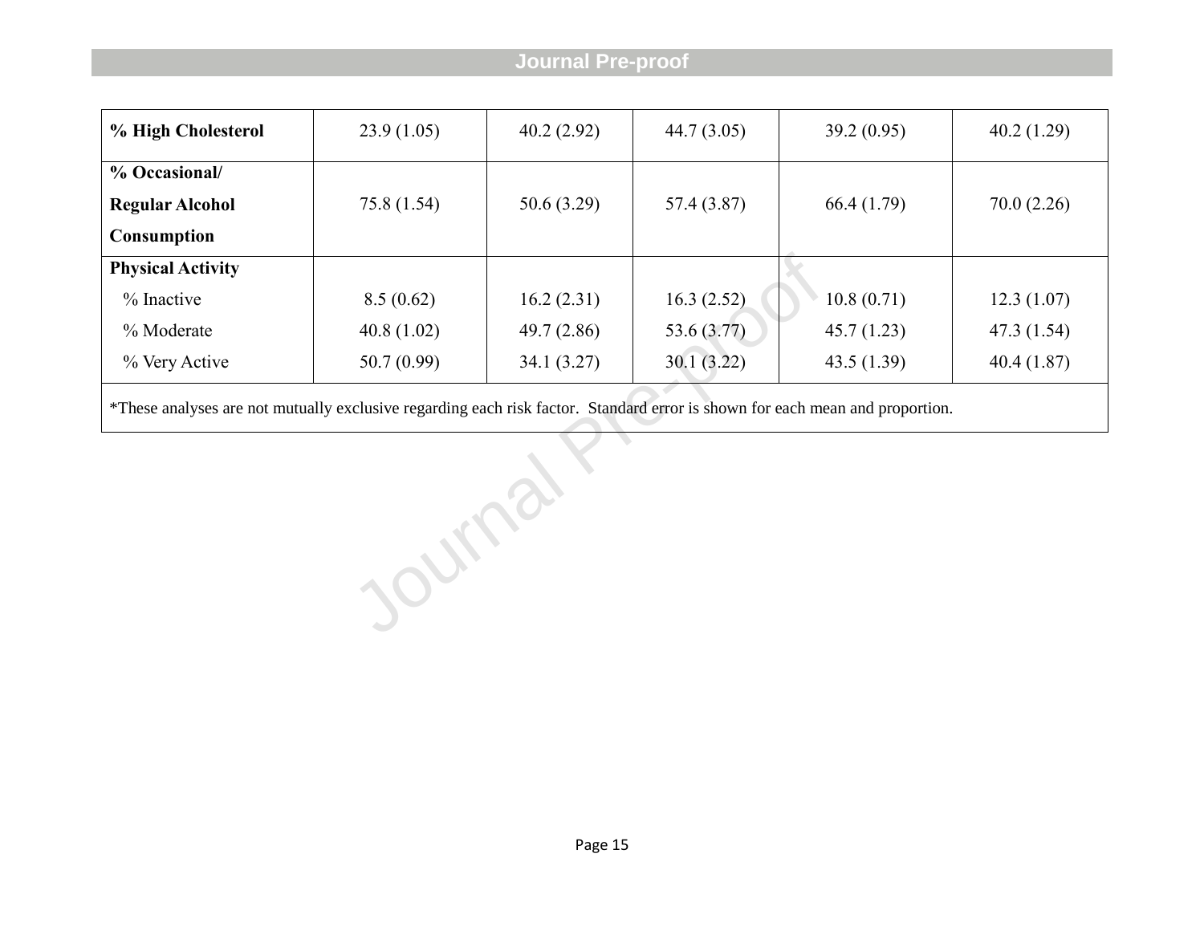| | | | | | |
|---|---|---|---|---|---|
| **% High Cholesterol** | 23.9 (1.05) | 40.2 (2.92) | 44.7 (3.05) | 39.2 (0.95) | 40.2 (1.29) |
| **% Occasional/ Regular Alcohol Consumption** | 75.8 (1.54) | 50.6 (3.29) | 57.4 (3.87) | 66.4 (1.79) | 70.0 (2.26) |
| **Physical Activity** | | | | | |
| % Inactive | 8.5 (0.62) | 16.2 (2.31) | 16.3 (2.52) | 10.8 (0.71) | 12.3 (1.07) |
| % Moderate | 40.8 (1.02) | 49.7 (2.86) | 53.6 (3.77) | 45.7 (1.23) | 47.3 (1.54) |
| % Very Active | 50.7 (0.99) | 34.1 (3.27) | 30.1 (3.22) | 43.5 (1.39) | 40.4 (1.87) |

*These analyses are not mutually exclusive regarding each risk factor. Standard error is shown for each mean and proportion.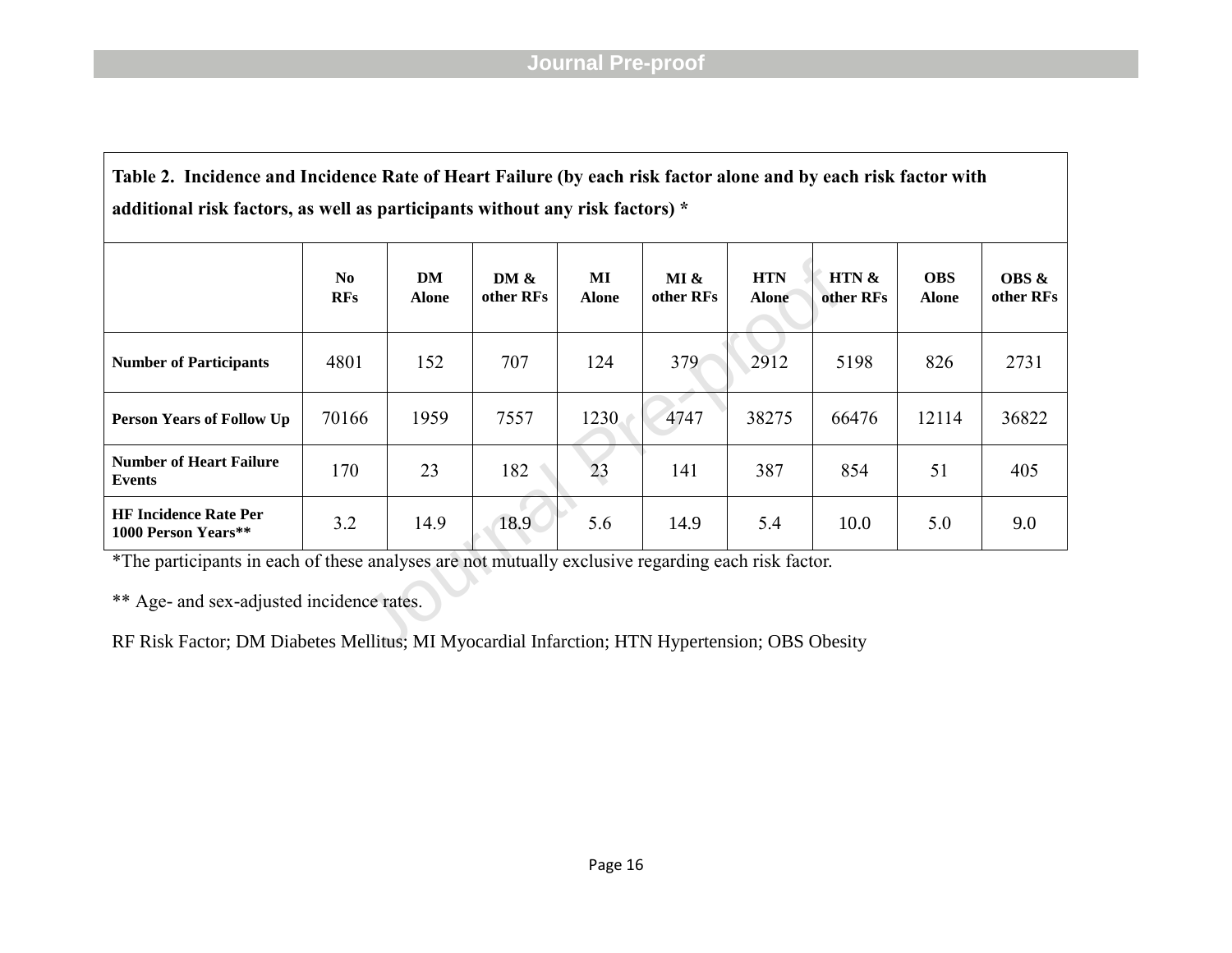**Table 2. Incidence and Incidence Rate of Heart Failure (by each risk factor alone and by each risk factor with additional risk factors, as well as participants without any risk factors) ***

| | No RFs | DM Alone | DM & other RFs | MI Alone | MI & other RFs | HTN Alone | HTN & other RFs | OBS Alone | OBS & other RFs |
|---|---|---|---|---|---|---|---|---|---|
| **Number of Participants** | 4801 | 152 | 707 | 124 | 379 | 2912 | 5198 | 826 | 2731 |
| **Person Years of Follow Up** | 70166 | 1959 | 7557 | 1230 | 4747 | 38275 | 66476 | 12114 | 36822 |
| **Number of Heart Failure Events** | 170 | 23 | 182 | 23 | 141 | 387 | 854 | 51 | 405 |
| **HF Incidence Rate Per 1000 Person Years**** | 3.2 | 14.9 | 18.9 | 5.6 | 14.9 | 5.4 | 10.0 | 5.0 | 9.0 |

*The participants in each of these analyses are not mutually exclusive regarding each risk factor.

** Age- and sex-adjusted incidence rates.

RF Risk Factor; DM Diabetes Mellitus; MI Myocardial Infarction; HTN Hypertension; OBS Obesity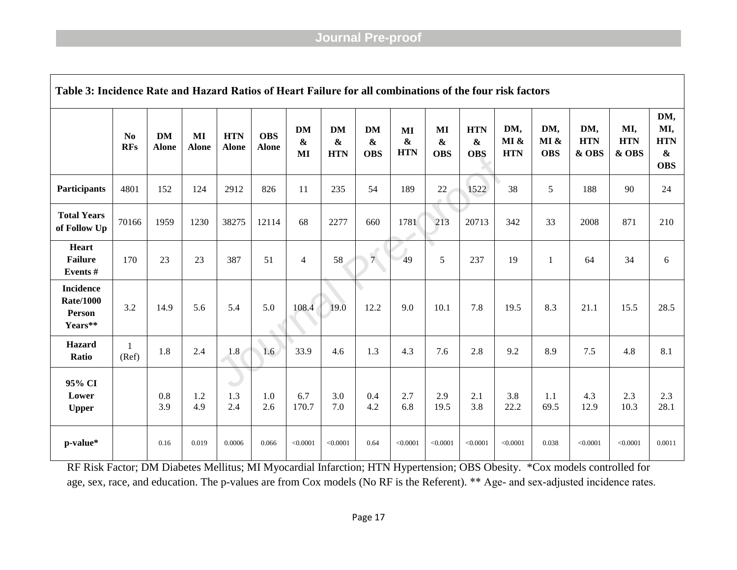**Table 3: Incidence Rate and Hazard Ratios of Heart Failure for all combinations of the four risk factors**

| | No RFs | DM Alone | MI Alone | HTN Alone | OBS Alone | DM & MI | DM & HTN | DM & OBS | MI & HTN | MI & OBS | HTN & OBS | DM, MI & HTN | DM, MI & OBS | DM, HTN & OBS | MI, HTN & OBS | DM, MI, HTN & OBS |
|---|---|---|---|---|---|---|---|---|---|---|---|---|---|---|---|---|
| **Participants** | 4801 | 152 | 124 | 2912 | 826 | 11 | 235 | 54 | 189 | 22 | 1522 | 38 | 5 | 188 | 90 | 24 |
| **Total Years of Follow Up** | 70166 | 1959 | 1230 | 38275 | 12114 | 68 | 2277 | 660 | 1781 | 213 | 20713 | 342 | 33 | 2008 | 871 | 210 |
| **Heart Failure Events #** | 170 | 23 | 23 | 387 | 51 | 4 | 58 | 7 | 49 | 5 | 237 | 19 | 1 | 64 | 34 | 6 |
| **Incidence Rate/1000 Person Years\*\*** | 3.2 | 14.9 | 5.6 | 5.4 | 5.0 | 108.4 | 19.0 | 12.2 | 9.0 | 10.1 | 7.8 | 19.5 | 8.3 | 21.1 | 15.5 | 28.5 |
| **Hazard Ratio** | 1 (Ref) | 1.8 | 2.4 | 1.8 | 1.6 | 33.9 | 4.6 | 1.3 | 4.3 | 7.6 | 2.8 | 9.2 | 8.9 | 7.5 | 4.8 | 8.1 |
| **95% CI Lower Upper** | | 0.8 3.9 | 1.2 4.9 | 1.3 2.4 | 1.0 2.6 | 6.7 170.7 | 3.0 7.0 | 0.4 4.2 | 2.7 6.8 | 2.9 19.5 | 2.1 3.8 | 3.8 22.2 | 1.1 69.5 | 4.3 12.9 | 2.3 10.3 | 2.3 28.1 |
| **p-value\*** | | 0.16 | 0.019 | 0.0006 | 0.066 | <0.0001 | <0.0001 | 0.64 | <0.0001 | <0.0001 | <0.0001 | <0.0001 | 0.038 | <0.0001 | <0.0001 | 0.0011 |

RF Risk Factor; DM Diabetes Mellitus; MI Myocardial Infarction; HTN Hypertension; OBS Obesity. *Cox models controlled for age, sex, race, and education. The p-values are from Cox models (No RF is the Referent). ** Age- and sex-adjusted incidence rates.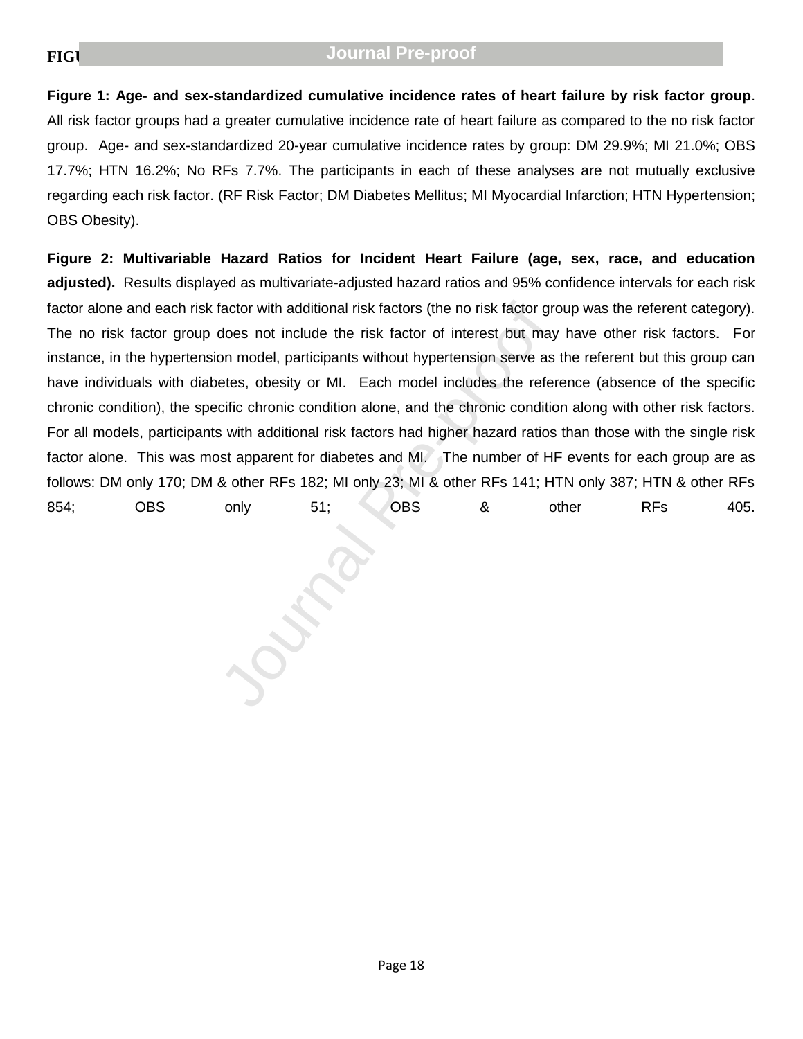# FIGURE LEGENDS

**Figure 1: Age- and sex-standardized cumulative incidence rates of heart failure by risk factor group**. All risk factor groups had a greater cumulative incidence rate of heart failure as compared to the no risk factor group. Age- and sex-standardized 20-year cumulative incidence rates by group: DM 29.9%; MI 21.0%; OBS 17.7%; HTN 16.2%; No RFs 7.7%. The participants in each of these analyses are not mutually exclusive regarding each risk factor. (RF Risk Factor; DM Diabetes Mellitus; MI Myocardial Infarction; HTN Hypertension; OBS Obesity).

**Figure 2: Multivariable Hazard Ratios for Incident Heart Failure (age, sex, race, and education adjusted).** Results displayed as multivariate-adjusted hazard ratios and 95% confidence intervals for each risk factor alone and each risk factor with additional risk factors (the no risk factor group was the referent category). The no risk factor group does not include the risk factor of interest but may have other risk factors. For instance, in the hypertension model, participants without hypertension serve as the referent but this group can have individuals with diabetes, obesity or MI. Each model includes the reference (absence of the specific chronic condition), the specific chronic condition alone, and the chronic condition along with other risk factors. For all models, participants with additional risk factors had higher hazard ratios than those with the single risk factor alone. This was most apparent for diabetes and MI. The number of HF events for each group are as follows: DM only 170; DM & other RFs 182; MI only 23; MI & other RFs 141; HTN only 387; HTN & other RFs 854; OBS only 51; OBS & other RFs 405.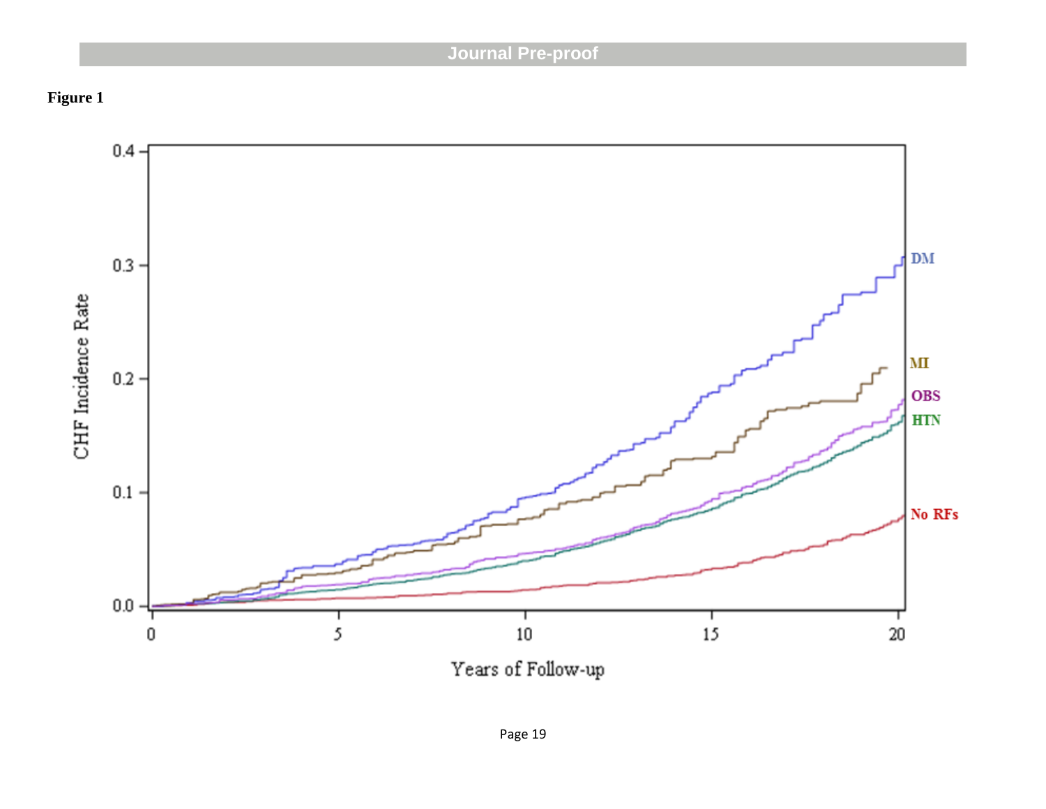**Figure 1**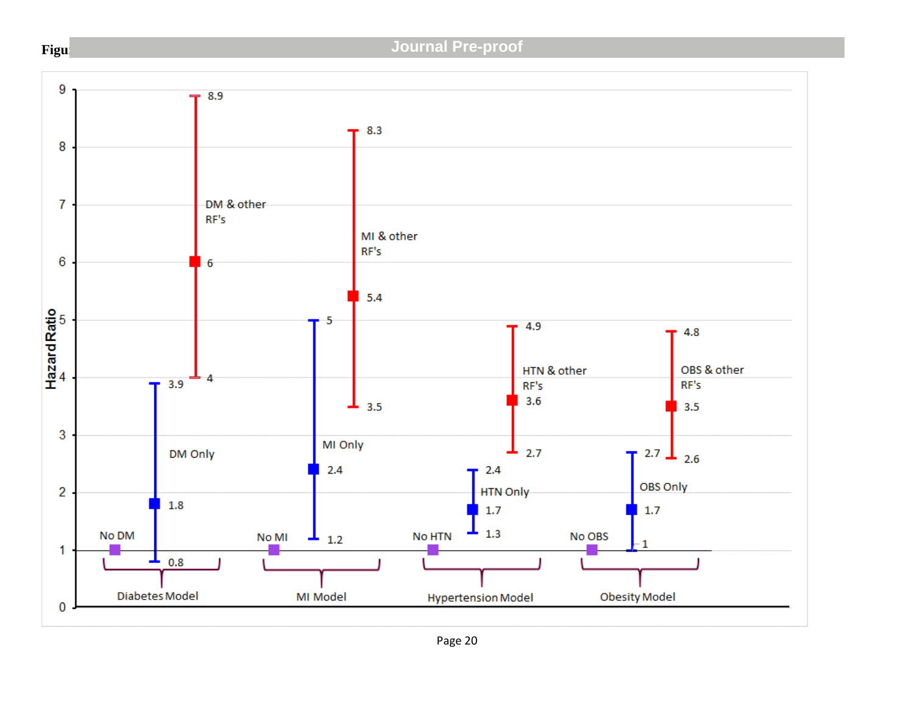Figu

Hazard Ratio

9
8
7
6
5
4
3
2
1
0

8.9
DM & other RF's
6
4
3.9
DM Only
1.8
0.8
No DM
Diabetes Model

8.3
MI & other RF's
5.4
3.5
5
MI Only
2.4
1.2
No MI
MI Model

4.9
HTN & other RF's
3.6
2.7
2.4
HTN Only
1.7
1.3
No HTN
Hypertension Model

4.8
OBS & other RF's
3.5
2.6
2.7
OBS Only
1.7
1
No OBS
Obesity Model